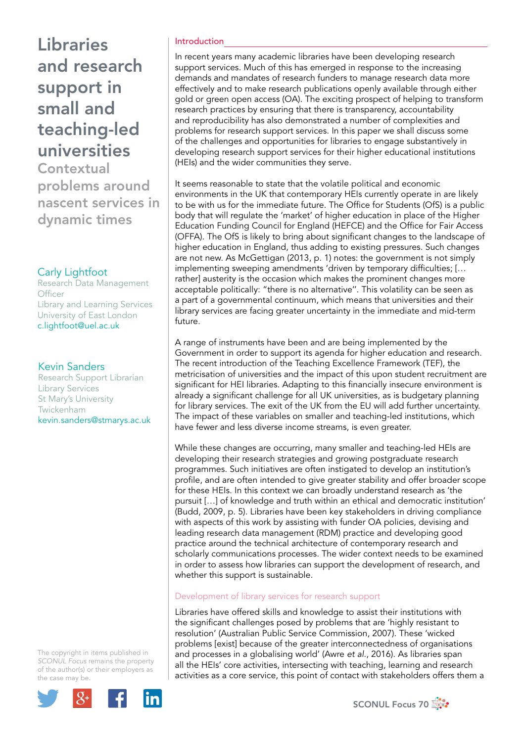# Libraries and research support in small and teaching-led universities

## Contextual problems around nascent services in dynamic times

Carly Lightfoot
Research Data Management Officer
Library and Learning Services
University of East London
c.lightfoot@uel.ac.uk

Kevin Sanders
Research Support Librarian
Library Services
St Mary's University Twickenham
kevin.sanders@stmarys.ac.uk

The copyright in items published in *SCONUL Focus* remains the property of the author(s) or their employers as the case may be.

### Introduction

In recent years many academic libraries have been developing research support services. Much of this has emerged in response to the increasing demands and mandates of research funders to manage research data more effectively and to make research publications openly available through either gold or green open access (OA). The exciting prospect of helping to transform research practices by ensuring that there is transparency, accountability and reproducibility has also demonstrated a number of complexities and problems for research support services. In this paper we shall discuss some of the challenges and opportunities for libraries to engage substantively in developing research support services for their higher educational institutions (HEIs) and the wider communities they serve.

It seems reasonable to state that the volatile political and economic environments in the UK that contemporary HEIs currently operate in are likely to be with us for the immediate future. The Office for Students (OfS) is a public body that will regulate the 'market' of higher education in place of the Higher Education Funding Council for England (HEFCE) and the Office for Fair Access (OFFA). The OfS is likely to bring about significant changes to the landscape of higher education in England, thus adding to existing pressures. Such changes are not new. As McGettigan (2013, p. 1) notes: the government is not simply implementing sweeping amendments 'driven by temporary difficulties; […rather] austerity is the occasion which makes the prominent changes more acceptable politically: "there is no alternative". This volatility can be seen as a part of a governmental continuum, which means that universities and their library services are facing greater uncertainty in the immediate and mid-term future.

A range of instruments have been and are being implemented by the Government in order to support its agenda for higher education and research. The recent introduction of the Teaching Excellence Framework (TEF), the metricisation of universities and the impact of this upon student recruitment are significant for HEI libraries. Adapting to this financially insecure environment is already a significant challenge for all UK universities, as is budgetary planning for library services. The exit of the UK from the EU will add further uncertainty. The impact of these variables on smaller and teaching-led institutions, which have fewer and less diverse income streams, is even greater.

While these changes are occurring, many smaller and teaching-led HEIs are developing their research strategies and growing postgraduate research programmes. Such initiatives are often instigated to develop an institution's profile, and are often intended to give greater stability and offer broader scope for these HEIs. In this context we can broadly understand research as 'the pursuit […] of knowledge and truth within an ethical and democratic institution' (Budd, 2009, p. 5). Libraries have been key stakeholders in driving compliance with aspects of this work by assisting with funder OA policies, devising and leading research data management (RDM) practice and developing good practice around the technical architecture of contemporary research and scholarly communications processes. The wider context needs to be examined in order to assess how libraries can support the development of research, and whether this support is sustainable.

### Development of library services for research support

Libraries have offered skills and knowledge to assist their institutions with the significant challenges posed by problems that are 'highly resistant to resolution' (Australian Public Service Commission, 2007). These 'wicked problems [exist] because of the greater interconnectedness of organisations and processes in a globalising world' (Awre *et al.*, 2016). As libraries span all the HEIs' core activities, intersecting with teaching, learning and research activities as a core service, this point of contact with stakeholders offers them a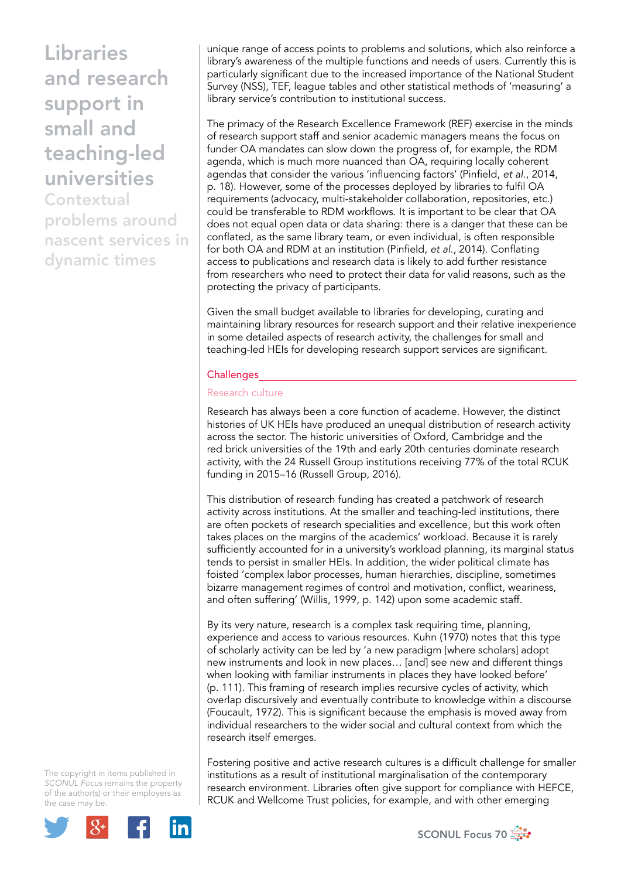unique range of access points to problems and solutions, which also reinforce a library's awareness of the multiple functions and needs of users. Currently this is particularly significant due to the increased importance of the National Student Survey (NSS), TEF, league tables and other statistical methods of 'measuring' a library service's contribution to institutional success.

The primacy of the Research Excellence Framework (REF) exercise in the minds of research support staff and senior academic managers means the focus on funder OA mandates can slow down the progress of, for example, the RDM agenda, which is much more nuanced than OA, requiring locally coherent agendas that consider the various 'influencing factors' (Pinfield, *et al*., 2014, p. 18). However, some of the processes deployed by libraries to fulfil OA requirements (advocacy, multi-stakeholder collaboration, repositories, etc.) could be transferable to RDM workflows. It is important to be clear that OA does not equal open data or data sharing: there is a danger that these can be conflated, as the same library team, or even individual, is often responsible for both OA and RDM at an institution (Pinfield, *et al*., 2014). Conflating access to publications and research data is likely to add further resistance from researchers who need to protect their data for valid reasons, such as the protecting the privacy of participants.

Given the small budget available to libraries for developing, curating and maintaining library resources for research support and their relative inexperience in some detailed aspects of research activity, the challenges for small and teaching-led HEIs for developing research support services are significant.

## Challenges

### Research culture

Research has always been a core function of academe. However, the distinct histories of UK HEIs have produced an unequal distribution of research activity across the sector. The historic universities of Oxford, Cambridge and the red brick universities of the 19th and early 20th centuries dominate research activity, with the 24 Russell Group institutions receiving 77% of the total RCUK funding in 2015–16 (Russell Group, 2016).

This distribution of research funding has created a patchwork of research activity across institutions. At the smaller and teaching-led institutions, there are often pockets of research specialities and excellence, but this work often takes places on the margins of the academics' workload. Because it is rarely sufficiently accounted for in a university's workload planning, its marginal status tends to persist in smaller HEIs. In addition, the wider political climate has foisted 'complex labor processes, human hierarchies, discipline, sometimes bizarre management regimes of control and motivation, conflict, weariness, and often suffering' (Willis, 1999, p. 142) upon some academic staff.

By its very nature, research is a complex task requiring time, planning, experience and access to various resources. Kuhn (1970) notes that this type of scholarly activity can be led by 'a new paradigm [where scholars] adopt new instruments and look in new places… [and] see new and different things when looking with familiar instruments in places they have looked before' (p. 111). This framing of research implies recursive cycles of activity, which overlap discursively and eventually contribute to knowledge within a discourse (Foucault, 1972). This is significant because the emphasis is moved away from individual researchers to the wider social and cultural context from which the research itself emerges.

Fostering positive and active research cultures is a difficult challenge for smaller institutions as a result of institutional marginalisation of the contemporary research environment. Libraries often give support for compliance with HEFCE, RCUK and Wellcome Trust policies, for example, and with other emerging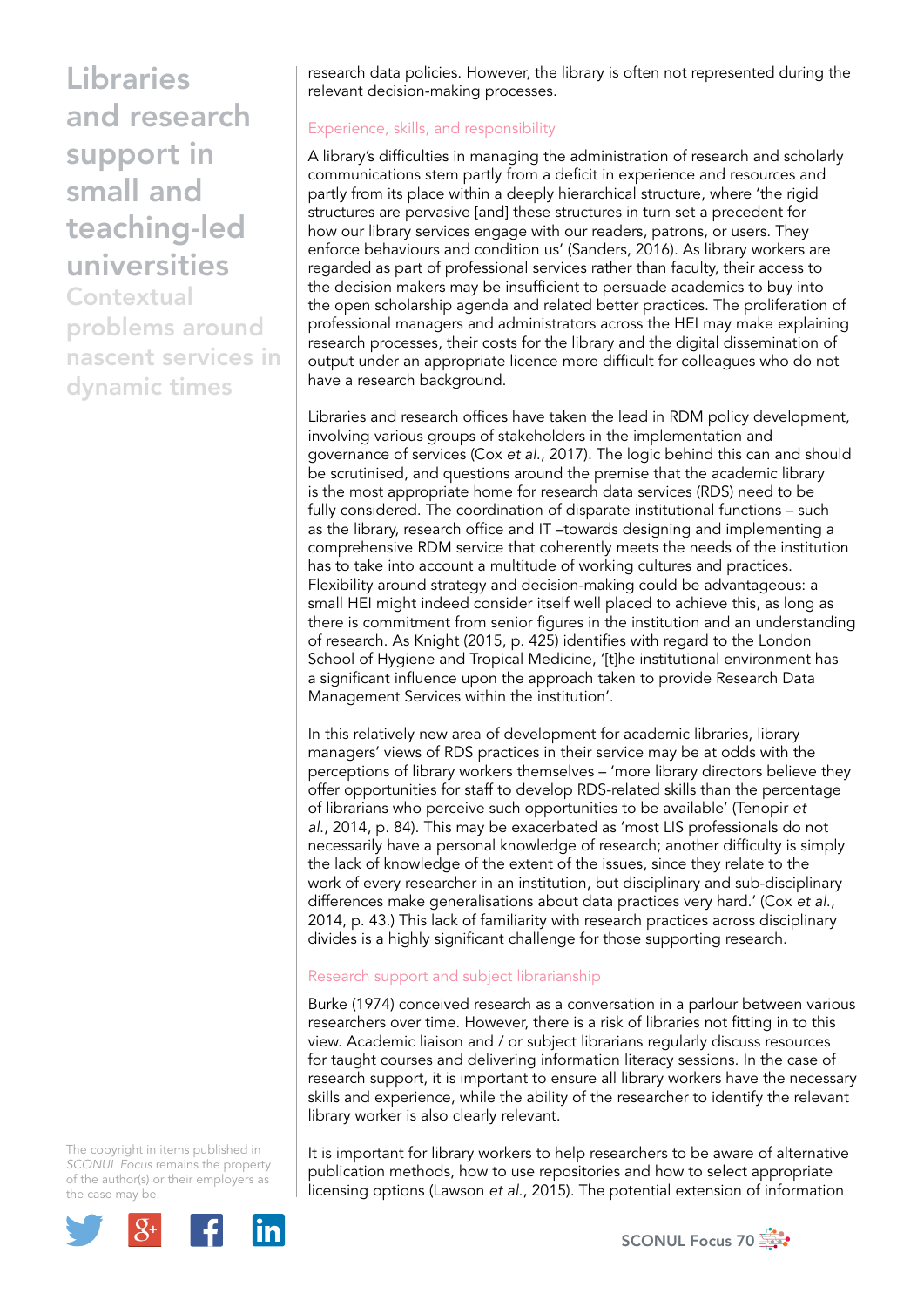research data policies. However, the library is often not represented during the relevant decision-making processes.

### Experience, skills, and responsibility

A library's difficulties in managing the administration of research and scholarly communications stem partly from a deficit in experience and resources and partly from its place within a deeply hierarchical structure, where 'the rigid structures are pervasive [and] these structures in turn set a precedent for how our library services engage with our readers, patrons, or users. They enforce behaviours and condition us' (Sanders, 2016). As library workers are regarded as part of professional services rather than faculty, their access to the decision makers may be insufficient to persuade academics to buy into the open scholarship agenda and related better practices. The proliferation of professional managers and administrators across the HEI may make explaining research processes, their costs for the library and the digital dissemination of output under an appropriate licence more difficult for colleagues who do not have a research background.

Libraries and research offices have taken the lead in RDM policy development, involving various groups of stakeholders in the implementation and governance of services (Cox *et al.*, 2017). The logic behind this can and should be scrutinised, and questions around the premise that the academic library is the most appropriate home for research data services (RDS) need to be fully considered. The coordination of disparate institutional functions – such as the library, research office and IT –towards designing and implementing a comprehensive RDM service that coherently meets the needs of the institution has to take into account a multitude of working cultures and practices. Flexibility around strategy and decision-making could be advantageous: a small HEI might indeed consider itself well placed to achieve this, as long as there is commitment from senior figures in the institution and an understanding of research. As Knight (2015, p. 425) identifies with regard to the London School of Hygiene and Tropical Medicine, '[t]he institutional environment has a significant influence upon the approach taken to provide Research Data Management Services within the institution'.

In this relatively new area of development for academic libraries, library managers' views of RDS practices in their service may be at odds with the perceptions of library workers themselves – 'more library directors believe they offer opportunities for staff to develop RDS-related skills than the percentage of librarians who perceive such opportunities to be available' (Tenopir *et al.*, 2014, p. 84). This may be exacerbated as 'most LIS professionals do not necessarily have a personal knowledge of research; another difficulty is simply the lack of knowledge of the extent of the issues, since they relate to the work of every researcher in an institution, but disciplinary and sub-disciplinary differences make generalisations about data practices very hard.' (Cox *et al.*, 2014, p. 43.) This lack of familiarity with research practices across disciplinary divides is a highly significant challenge for those supporting research.

### Research support and subject librarianship

Burke (1974) conceived research as a conversation in a parlour between various researchers over time. However, there is a risk of libraries not fitting in to this view. Academic liaison and / or subject librarians regularly discuss resources for taught courses and delivering information literacy sessions. In the case of research support, it is important to ensure all library workers have the necessary skills and experience, while the ability of the researcher to identify the relevant library worker is also clearly relevant.

It is important for library workers to help researchers to be aware of alternative publication methods, how to use repositories and how to select appropriate licensing options (Lawson *et al.*, 2015). The potential extension of information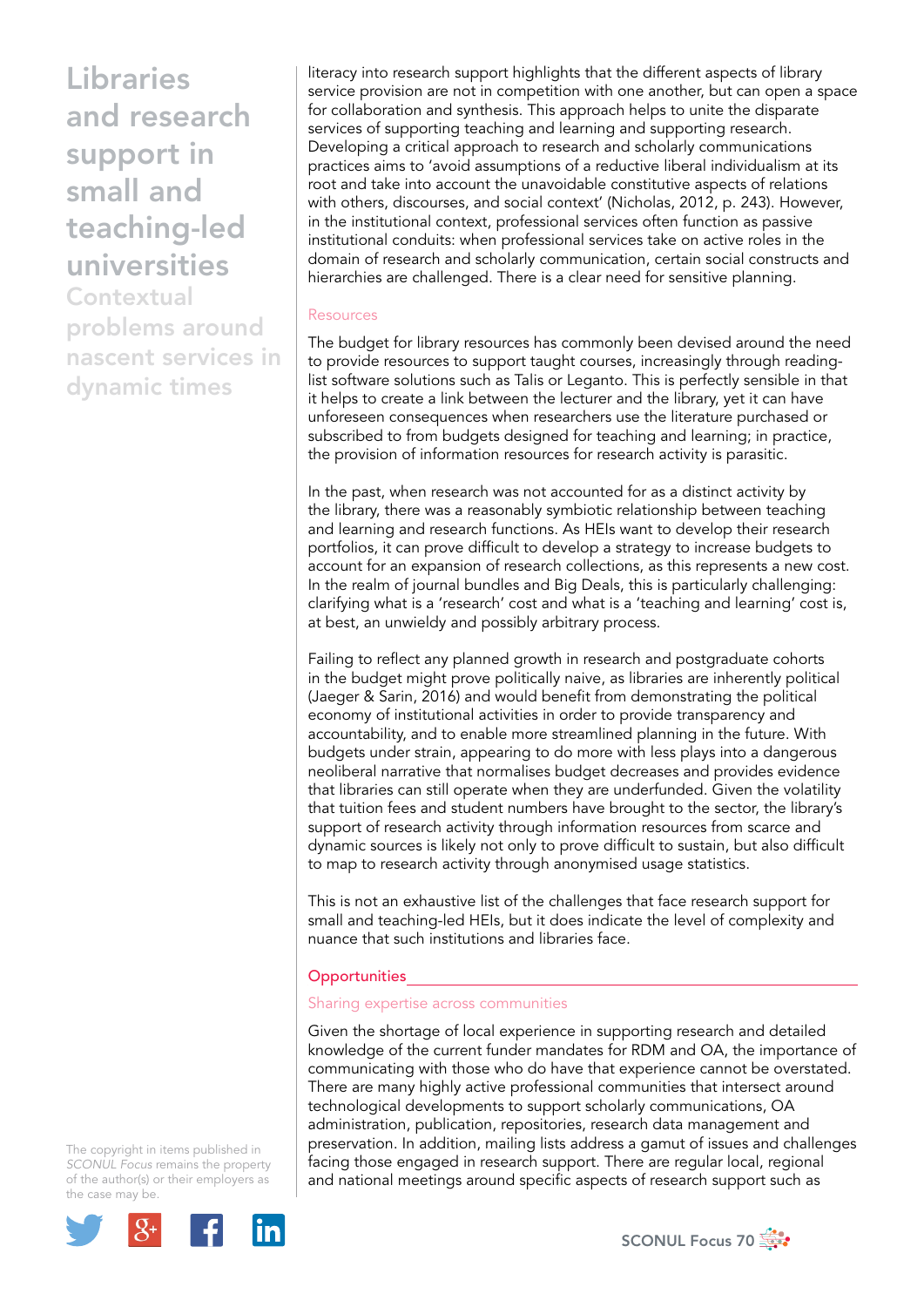literacy into research support highlights that the different aspects of library service provision are not in competition with one another, but can open a space for collaboration and synthesis. This approach helps to unite the disparate services of supporting teaching and learning and supporting research. Developing a critical approach to research and scholarly communications practices aims to 'avoid assumptions of a reductive liberal individualism at its root and take into account the unavoidable constitutive aspects of relations with others, discourses, and social context' (Nicholas, 2012, p. 243). However, in the institutional context, professional services often function as passive institutional conduits: when professional services take on active roles in the domain of research and scholarly communication, certain social constructs and hierarchies are challenged. There is a clear need for sensitive planning.

### Resources

The budget for library resources has commonly been devised around the need to provide resources to support taught courses, increasingly through reading-list software solutions such as Talis or Leganto. This is perfectly sensible in that it helps to create a link between the lecturer and the library, yet it can have unforeseen consequences when researchers use the literature purchased or subscribed to from budgets designed for teaching and learning; in practice, the provision of information resources for research activity is parasitic.

In the past, when research was not accounted for as a distinct activity by the library, there was a reasonably symbiotic relationship between teaching and learning and research functions. As HEIs want to develop their research portfolios, it can prove difficult to develop a strategy to increase budgets to account for an expansion of research collections, as this represents a new cost. In the realm of journal bundles and Big Deals, this is particularly challenging: clarifying what is a 'research' cost and what is a 'teaching and learning' cost is, at best, an unwieldy and possibly arbitrary process.

Failing to reflect any planned growth in research and postgraduate cohorts in the budget might prove politically naive, as libraries are inherently political (Jaeger & Sarin, 2016) and would benefit from demonstrating the political economy of institutional activities in order to provide transparency and accountability, and to enable more streamlined planning in the future. With budgets under strain, appearing to do more with less plays into a dangerous neoliberal narrative that normalises budget decreases and provides evidence that libraries can still operate when they are underfunded. Given the volatility that tuition fees and student numbers have brought to the sector, the library's support of research activity through information resources from scarce and dynamic sources is likely not only to prove difficult to sustain, but also difficult to map to research activity through anonymised usage statistics.

This is not an exhaustive list of the challenges that face research support for small and teaching-led HEIs, but it does indicate the level of complexity and nuance that such institutions and libraries face.

## Opportunities

### Sharing expertise across communities

Given the shortage of local experience in supporting research and detailed knowledge of the current funder mandates for RDM and OA, the importance of communicating with those who do have that experience cannot be overstated. There are many highly active professional communities that intersect around technological developments to support scholarly communications, OA administration, publication, repositories, research data management and preservation. In addition, mailing lists address a gamut of issues and challenges facing those engaged in research support. There are regular local, regional and national meetings around specific aspects of research support such as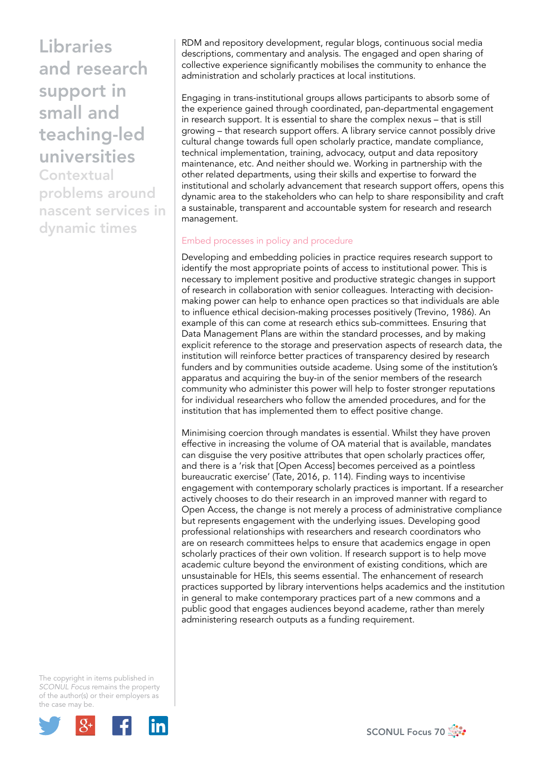RDM and repository development, regular blogs, continuous social media descriptions, commentary and analysis. The engaged and open sharing of collective experience significantly mobilises the community to enhance the administration and scholarly practices at local institutions.

Engaging in trans-institutional groups allows participants to absorb some of the experience gained through coordinated, pan-departmental engagement in research support. It is essential to share the complex nexus – that is still growing – that research support offers. A library service cannot possibly drive cultural change towards full open scholarly practice, mandate compliance, technical implementation, training, advocacy, output and data repository maintenance, etc. And neither should we. Working in partnership with the other related departments, using their skills and expertise to forward the institutional and scholarly advancement that research support offers, opens this dynamic area to the stakeholders who can help to share responsibility and craft a sustainable, transparent and accountable system for research and research management.

### Embed processes in policy and procedure

Developing and embedding policies in practice requires research support to identify the most appropriate points of access to institutional power. This is necessary to implement positive and productive strategic changes in support of research in collaboration with senior colleagues. Interacting with decision-making power can help to enhance open practices so that individuals are able to influence ethical decision-making processes positively (Trevino, 1986). An example of this can come at research ethics sub-committees. Ensuring that Data Management Plans are within the standard processes, and by making explicit reference to the storage and preservation aspects of research data, the institution will reinforce better practices of transparency desired by research funders and by communities outside academe. Using some of the institution's apparatus and acquiring the buy-in of the senior members of the research community who administer this power will help to foster stronger reputations for individual researchers who follow the amended procedures, and for the institution that has implemented them to effect positive change.

Minimising coercion through mandates is essential. Whilst they have proven effective in increasing the volume of OA material that is available, mandates can disguise the very positive attributes that open scholarly practices offer, and there is a 'risk that [Open Access] becomes perceived as a pointless bureaucratic exercise' (Tate, 2016, p. 114). Finding ways to incentivise engagement with contemporary scholarly practices is important. If a researcher actively chooses to do their research in an improved manner with regard to Open Access, the change is not merely a process of administrative compliance but represents engagement with the underlying issues. Developing good professional relationships with researchers and research coordinators who are on research committees helps to ensure that academics engage in open scholarly practices of their own volition. If research support is to help move academic culture beyond the environment of existing conditions, which are unsustainable for HEIs, this seems essential. The enhancement of research practices supported by library interventions helps academics and the institution in general to make contemporary practices part of a new commons and a public good that engages audiences beyond academe, rather than merely administering research outputs as a funding requirement.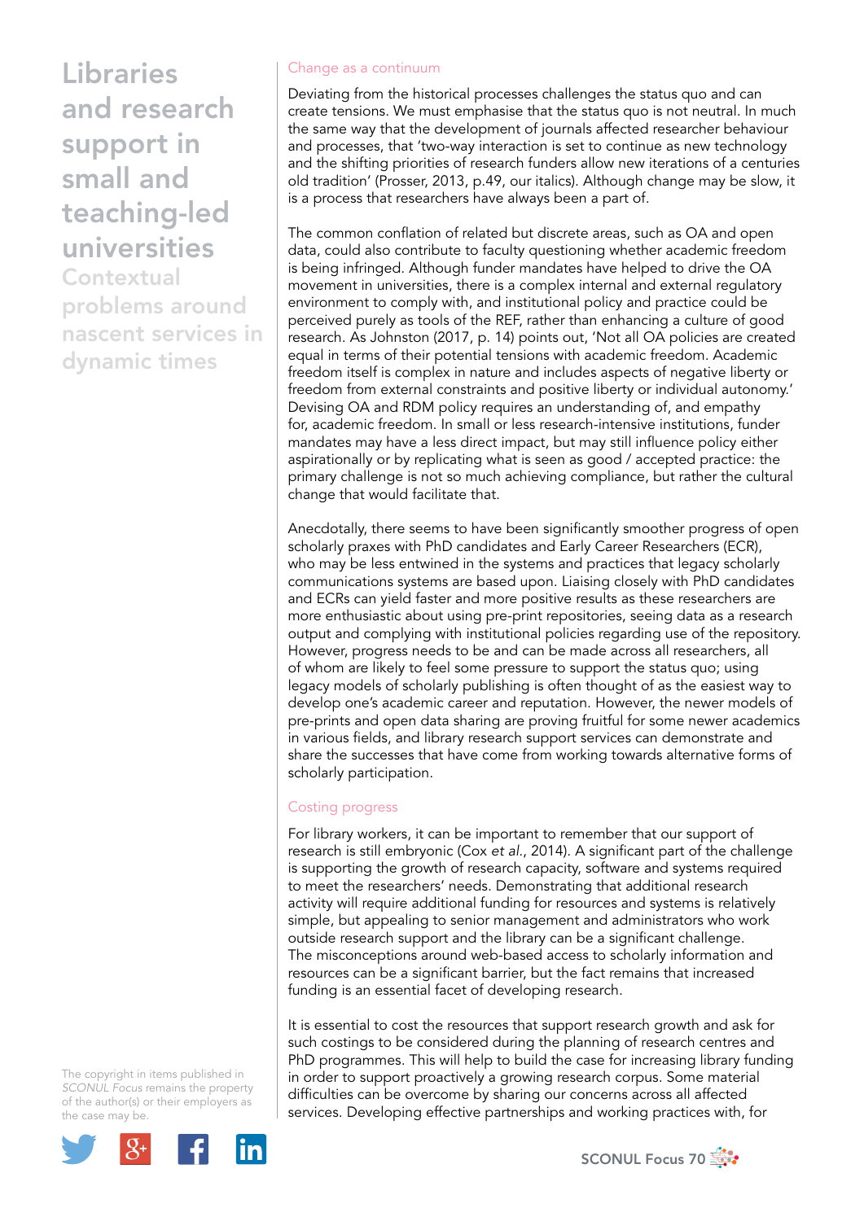## Change as a continuum

Deviating from the historical processes challenges the status quo and can create tensions. We must emphasise that the status quo is not neutral. In much the same way that the development of journals affected researcher behaviour and processes, that 'two-way interaction is set to continue as new technology and the shifting priorities of research funders allow new iterations of a centuries old tradition' (Prosser, 2013, p.49, our italics). Although change may be slow, it is a process that researchers have always been a part of.

The common conflation of related but discrete areas, such as OA and open data, could also contribute to faculty questioning whether academic freedom is being infringed. Although funder mandates have helped to drive the OA movement in universities, there is a complex internal and external regulatory environment to comply with, and institutional policy and practice could be perceived purely as tools of the REF, rather than enhancing a culture of good research. As Johnston (2017, p. 14) points out, 'Not all OA policies are created equal in terms of their potential tensions with academic freedom. Academic freedom itself is complex in nature and includes aspects of negative liberty or freedom from external constraints and positive liberty or individual autonomy.' Devising OA and RDM policy requires an understanding of, and empathy for, academic freedom. In small or less research-intensive institutions, funder mandates may have a less direct impact, but may still influence policy either aspirationally or by replicating what is seen as good / accepted practice: the primary challenge is not so much achieving compliance, but rather the cultural change that would facilitate that.

Anecdotally, there seems to have been significantly smoother progress of open scholarly praxes with PhD candidates and Early Career Researchers (ECR), who may be less entwined in the systems and practices that legacy scholarly communications systems are based upon. Liaising closely with PhD candidates and ECRs can yield faster and more positive results as these researchers are more enthusiastic about using pre-print repositories, seeing data as a research output and complying with institutional policies regarding use of the repository. However, progress needs to be and can be made across all researchers, all of whom are likely to feel some pressure to support the status quo; using legacy models of scholarly publishing is often thought of as the easiest way to develop one's academic career and reputation. However, the newer models of pre-prints and open data sharing are proving fruitful for some newer academics in various fields, and library research support services can demonstrate and share the successes that have come from working towards alternative forms of scholarly participation.

## Costing progress

For library workers, it can be important to remember that our support of research is still embryonic (Cox *et al.*, 2014). A significant part of the challenge is supporting the growth of research capacity, software and systems required to meet the researchers' needs. Demonstrating that additional research activity will require additional funding for resources and systems is relatively simple, but appealing to senior management and administrators who work outside research support and the library can be a significant challenge. The misconceptions around web-based access to scholarly information and resources can be a significant barrier, but the fact remains that increased funding is an essential facet of developing research.

It is essential to cost the resources that support research growth and ask for such costings to be considered during the planning of research centres and PhD programmes. This will help to build the case for increasing library funding in order to support proactively a growing research corpus. Some material difficulties can be overcome by sharing our concerns across all affected services. Developing effective partnerships and working practices with, for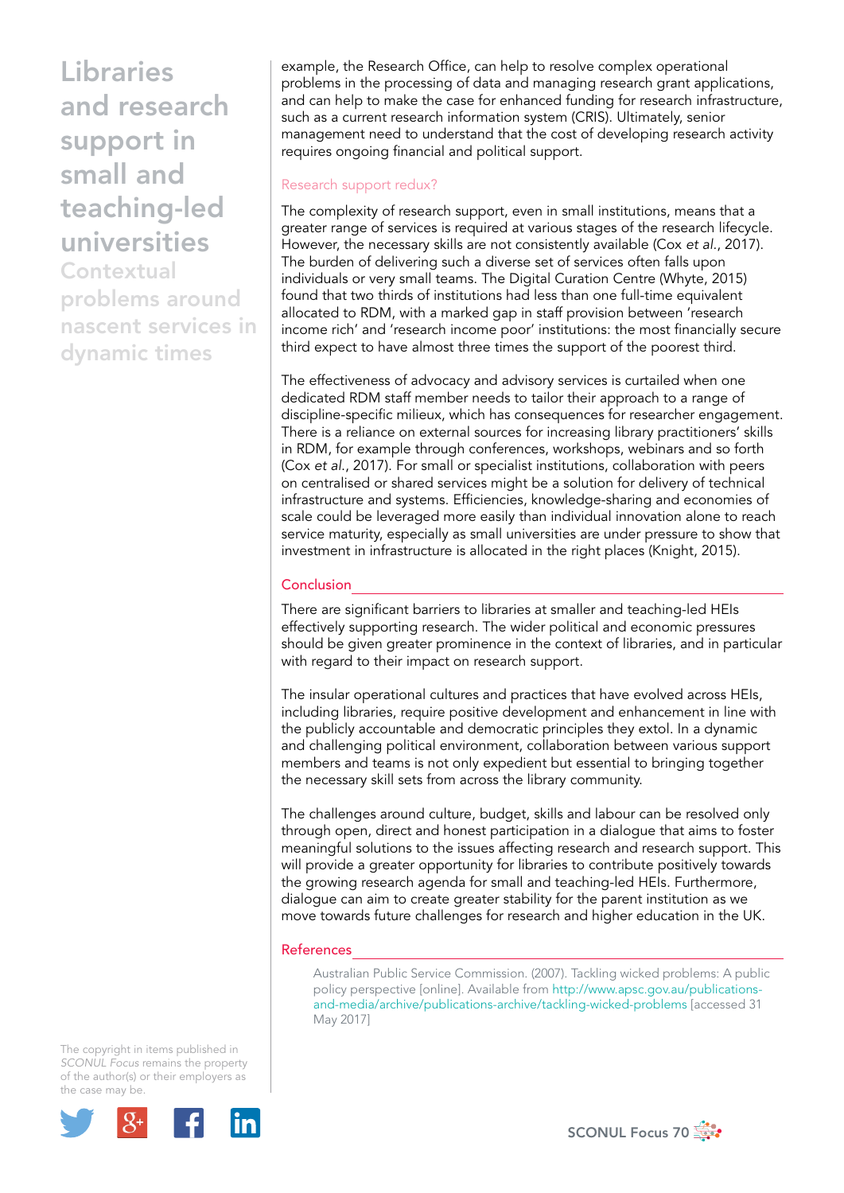# Libraries and research support in small and teaching-led universities

## Contextual problems around nascent services in dynamic times

example, the Research Office, can help to resolve complex operational problems in the processing of data and managing research grant applications, and can help to make the case for enhanced funding for research infrastructure, such as a current research information system (CRIS). Ultimately, senior management need to understand that the cost of developing research activity requires ongoing financial and political support.

### Research support redux?

The complexity of research support, even in small institutions, means that a greater range of services is required at various stages of the research lifecycle. However, the necessary skills are not consistently available (Cox *et al.*, 2017). The burden of delivering such a diverse set of services often falls upon individuals or very small teams. The Digital Curation Centre (Whyte, 2015) found that two thirds of institutions had less than one full-time equivalent allocated to RDM, with a marked gap in staff provision between 'research income rich' and 'research income poor' institutions: the most financially secure third expect to have almost three times the support of the poorest third.

The effectiveness of advocacy and advisory services is curtailed when one dedicated RDM staff member needs to tailor their approach to a range of discipline-specific milieux, which has consequences for researcher engagement. There is a reliance on external sources for increasing library practitioners' skills in RDM, for example through conferences, workshops, webinars and so forth (Cox *et al.*, 2017). For small or specialist institutions, collaboration with peers on centralised or shared services might be a solution for delivery of technical infrastructure and systems. Efficiencies, knowledge-sharing and economies of scale could be leveraged more easily than individual innovation alone to reach service maturity, especially as small universities are under pressure to show that investment in infrastructure is allocated in the right places (Knight, 2015).

### Conclusion

There are significant barriers to libraries at smaller and teaching-led HEIs effectively supporting research. The wider political and economic pressures should be given greater prominence in the context of libraries, and in particular with regard to their impact on research support.

The insular operational cultures and practices that have evolved across HEIs, including libraries, require positive development and enhancement in line with the publicly accountable and democratic principles they extol. In a dynamic and challenging political environment, collaboration between various support members and teams is not only expedient but essential to bringing together the necessary skill sets from across the library community.

The challenges around culture, budget, skills and labour can be resolved only through open, direct and honest participation in a dialogue that aims to foster meaningful solutions to the issues affecting research and research support. This will provide a greater opportunity for libraries to contribute positively towards the growing research agenda for small and teaching-led HEIs. Furthermore, dialogue can aim to create greater stability for the parent institution as we move towards future challenges for research and higher education in the UK.

### References

Australian Public Service Commission. (2007). Tackling wicked problems: A public policy perspective [online]. Available from http://www.apsc.gov.au/publications-and-media/archive/publications-archive/tackling-wicked-problems [accessed 31 May 2017]

The copyright in items published in *SCONUL Focus* remains the property of the author(s) or their employers as the case may be.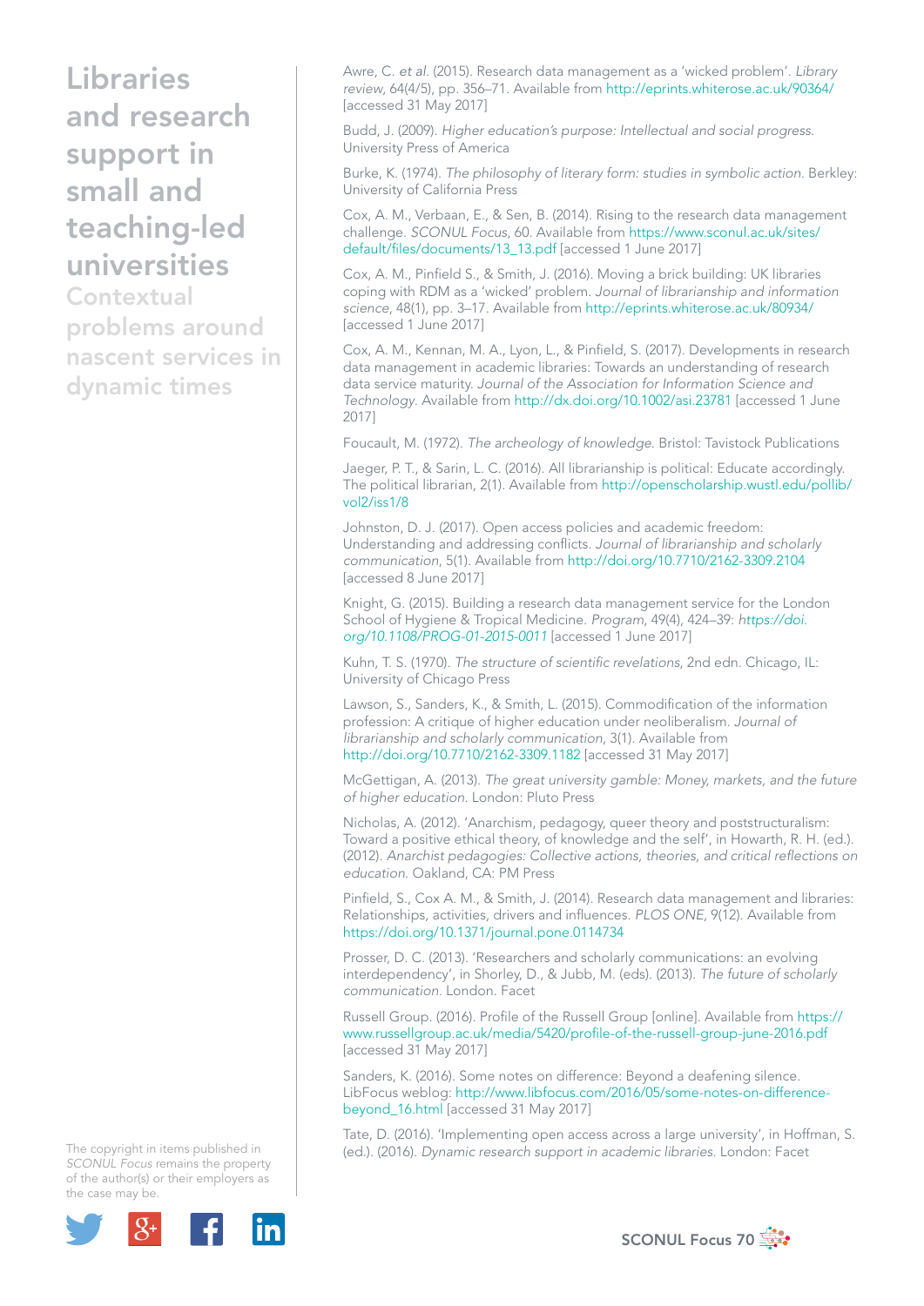# Libraries and research support in small and teaching-led universities

## Contextual problems around nascent services in dynamic times

Awre, C. *et al*. (2015). Research data management as a 'wicked problem'. *Library review*, 64(4/5), pp. 356–71. Available from http://eprints.whiterose.ac.uk/90364/ [accessed 31 May 2017]

Budd, J. (2009). *Higher education's purpose: Intellectual and social progress*. University Press of America

Burke, K. (1974). *The philosophy of literary form: studies in symbolic action*. Berkley: University of California Press

Cox, A. M., Verbaan, E., & Sen, B. (2014). Rising to the research data management challenge. *SCONUL Focus*, 60. Available from https://www.sconul.ac.uk/sites/default/files/documents/13_13.pdf [accessed 1 June 2017]

Cox, A. M., Pinfield S., & Smith, J. (2016). Moving a brick building: UK libraries coping with RDM as a 'wicked' problem. *Journal of librarianship and information science*, 48(1), pp. 3–17. Available from http://eprints.whiterose.ac.uk/80934/ [accessed 1 June 2017]

Cox, A. M., Kennan, M. A., Lyon, L., & Pinfield, S. (2017). Developments in research data management in academic libraries: Towards an understanding of research data service maturity. *Journal of the Association for Information Science and Technology*. Available from http://dx.doi.org/10.1002/asi.23781 [accessed 1 June 2017]

Foucault, M. (1972). *The archeology of knowledge*. Bristol: Tavistock Publications

Jaeger, P. T., & Sarin, L. C. (2016). All librarianship is political: Educate accordingly. The political librarian, 2(1). Available from http://openscholarship.wustl.edu/pollib/vol2/iss1/8

Johnston, D. J. (2017). Open access policies and academic freedom: Understanding and addressing conflicts. *Journal of librarianship and scholarly communication*, 5(1). Available from http://doi.org/10.7710/2162-3309.2104 [accessed 8 June 2017]

Knight, G. (2015). Building a research data management service for the London School of Hygiene & Tropical Medicine. *Program*, 49(4), 424–39: *https://doi.org/10.1108/PROG-01-2015-0011* [accessed 1 June 2017]

Kuhn, T. S. (1970). *The structure of scientific revelations*, 2nd edn. Chicago, IL: University of Chicago Press

Lawson, S., Sanders, K., & Smith, L. (2015). Commodification of the information profession: A critique of higher education under neoliberalism. *Journal of librarianship and scholarly communication*, 3(1). Available from http://doi.org/10.7710/2162-3309.1182 [accessed 31 May 2017]

McGettigan, A. (2013). *The great university gamble: Money, markets, and the future of higher education*. London: Pluto Press

Nicholas, A. (2012). 'Anarchism, pedagogy, queer theory and poststructuralism: Toward a positive ethical theory, of knowledge and the self', in Howarth, R. H. (ed.). (2012). *Anarchist pedagogies: Collective actions, theories, and critical reflections on education*. Oakland, CA: PM Press

Pinfield, S., Cox A. M., & Smith, J. (2014). Research data management and libraries: Relationships, activities, drivers and influences. *PLOS ONE*, 9(12). Available from https://doi.org/10.1371/journal.pone.0114734

Prosser, D. C. (2013). 'Researchers and scholarly communications: an evolving interdependency', in Shorley, D., & Jubb, M. (eds). (2013). *The future of scholarly communication*. London. Facet

Russell Group. (2016). Profile of the Russell Group [online]. Available from https://www.russellgroup.ac.uk/media/5420/profile-of-the-russell-group-june-2016.pdf [accessed 31 May 2017]

Sanders, K. (2016). Some notes on difference: Beyond a deafening silence. LibFocus weblog: http://www.libfocus.com/2016/05/some-notes-on-difference-beyond_16.html [accessed 31 May 2017]

Tate, D. (2016). 'Implementing open access across a large university', in Hoffman, S. (ed.). (2016). *Dynamic research support in academic libraries*. London: Facet

The copyright in items published in *SCONUL Focus* remains the property of the author(s) or their employers as the case may be.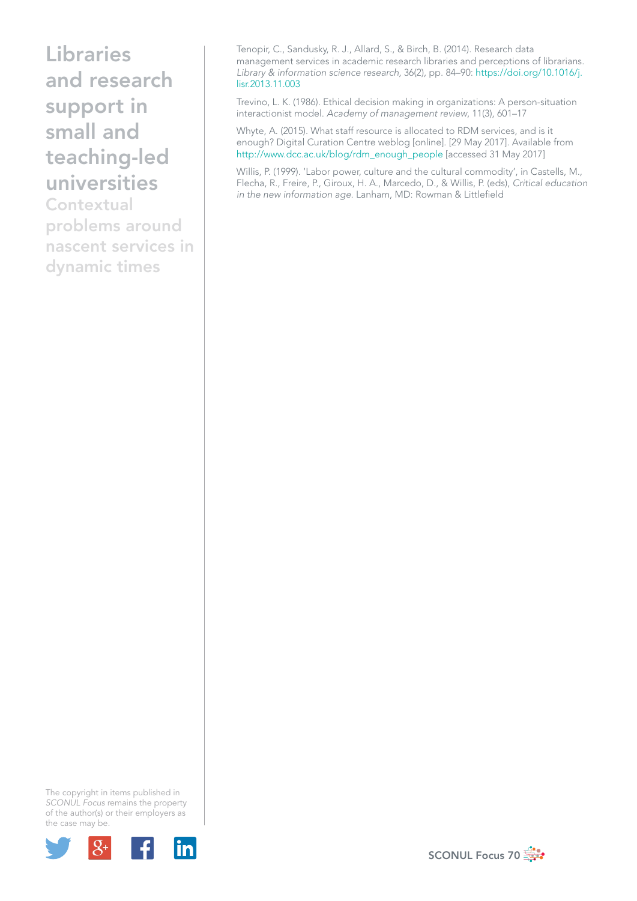Tenopir, C., Sandusky, R. J., Allard, S., & Birch, B. (2014). Research data management services in academic research libraries and perceptions of librarians. *Library & information science research,* 36(2), pp. 84–90: https://doi.org/10.1016/j.lisr.2013.11.003

Trevino, L. K. (1986). Ethical decision making in organizations: A person-situation interactionist model. *Academy of management review*, 11(3), 601–17

Whyte, A. (2015). What staff resource is allocated to RDM services, and is it enough? Digital Curation Centre weblog [online]. [29 May 2017]. Available from http://www.dcc.ac.uk/blog/rdm_enough_people [accessed 31 May 2017]

Willis, P. (1999). 'Labor power, culture and the cultural commodity', in Castells, M., Flecha, R., Freire, P., Giroux, H. A., Marcedo, D., & Willis, P. (eds), *Critical education in the new information age*. Lanham, MD: Rowman & Littlefield

The copyright in items published in *SCONUL Focus* remains the property of the author(s) or their employers as the case may be.